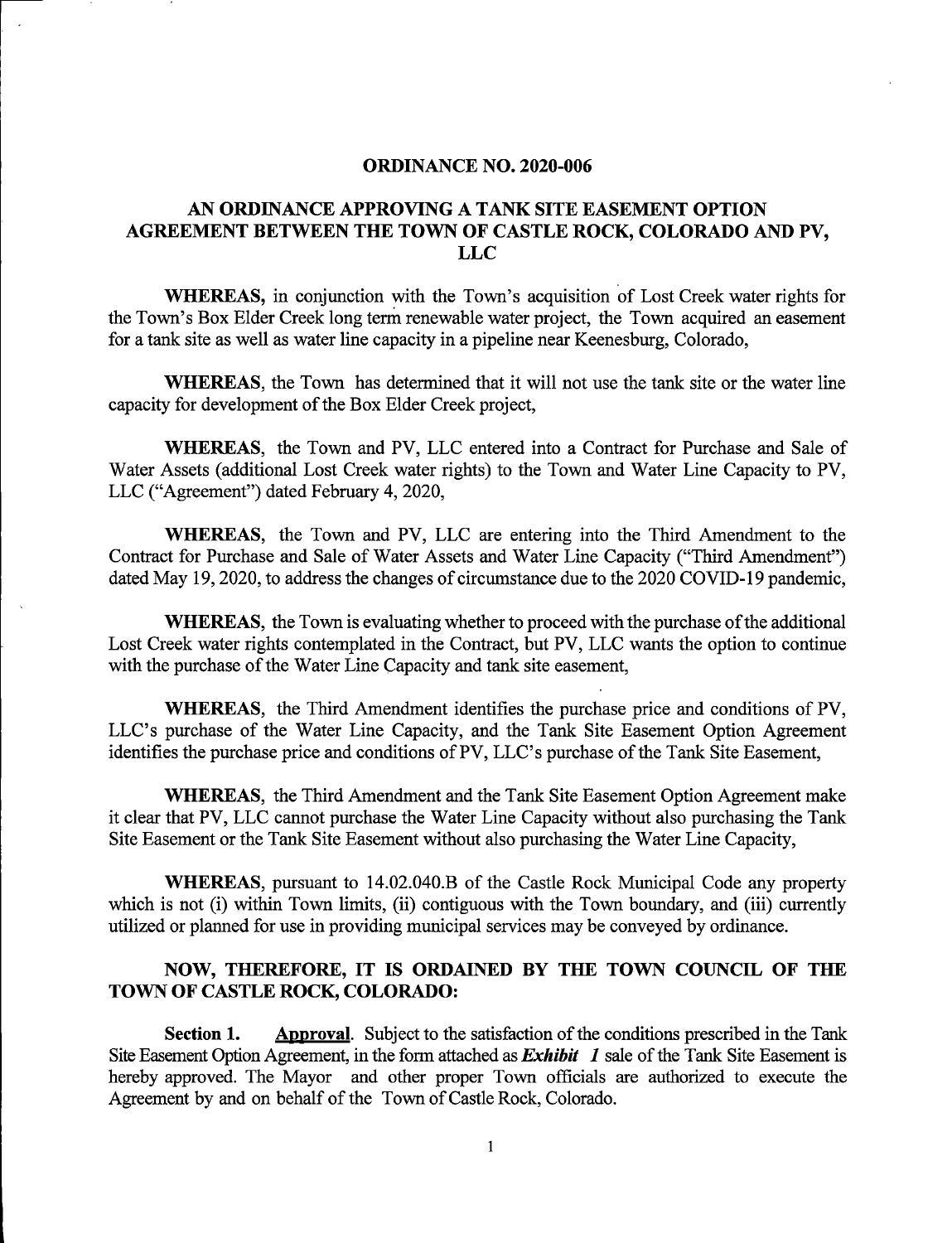# ORDINANCE NO. 2020-006

## AN ORDINANCE APPROVING A TANK SITE EASEMENT OPTION AGREEMENT BETWEEN THE TOWN OF CASTLE ROCK, COLORADO AND PV, LLC

**WHEREAS,** in conjunction with the Town's acquisition of Lost Creek water rights for the Town's Box Elder Creek long term renewable water project, the Town acquired an easement for a tank site as well as water line capacity in a pipeline near Keenesburg, Colorado,

**WHEREAS**, the Town has determined that it will not use the tank site or the water line capacity for development of the Box Elder Creek project,

**WHEREAS**, the Town and PV, LLC entered into a Contract for Purchase and Sale of Water Assets (additional Lost Creek water rights) to the Town and Water Line Capacity to PV, LLC ("Agreement") dated February 4, 2020,

**WHEREAS**, the Town and PV, LLC are entering into the Third Amendment to the Contract for Purchase and Sale of Water Assets and Water Line Capacity ("Third Amendment") dated May 19, 2020, to address the changes of circumstance due to the 2020 COVID-19 pandemic,

**WHEREAS**, the Town is evaluating whether to proceed with the purchase of the additional Lost Creek water rights contemplated in the Contract, but PV, LLC wants the option to continue with the purchase of the Water Line Capacity and tank site easement,

**WHEREAS**, the Third Amendment identifies the purchase price and conditions of PV, LLC's purchase of the Water Line Capacity, and the Tank Site Easement Option Agreement identifies the purchase price and conditions of PV, LLC's purchase of the Tank Site Easement,

**WHEREAS**, the Third Amendment and the Tank Site Easement Option Agreement make it clear that PV, LLC cannot purchase the Water Line Capacity without also purchasing the Tank Site Easement or the Tank Site Easement without also purchasing the Water Line Capacity,

**WHEREAS**, pursuant to 14.02.040.B of the Castle Rock Municipal Code any property which is not (i) within Town limits, (ii) contiguous with the Town boundary, and (iii) currently utilized or planned for use in providing municipal services may be conveyed by ordinance.

**NOW, THEREFORE, IT IS ORDAINED BY THE TOWN COUNCIL OF THE TOWN OF CASTLE ROCK, COLORADO:**

**Section 1.** Approval. Subject to the satisfaction of the conditions prescribed in the Tank Site Easement Option Agreement, in the form attached as ***Exhibit 1*** sale of the Tank Site Easement is hereby approved. The Mayor and other proper Town officials are authorized to execute the Agreement by and on behalf of the Town of Castle Rock, Colorado.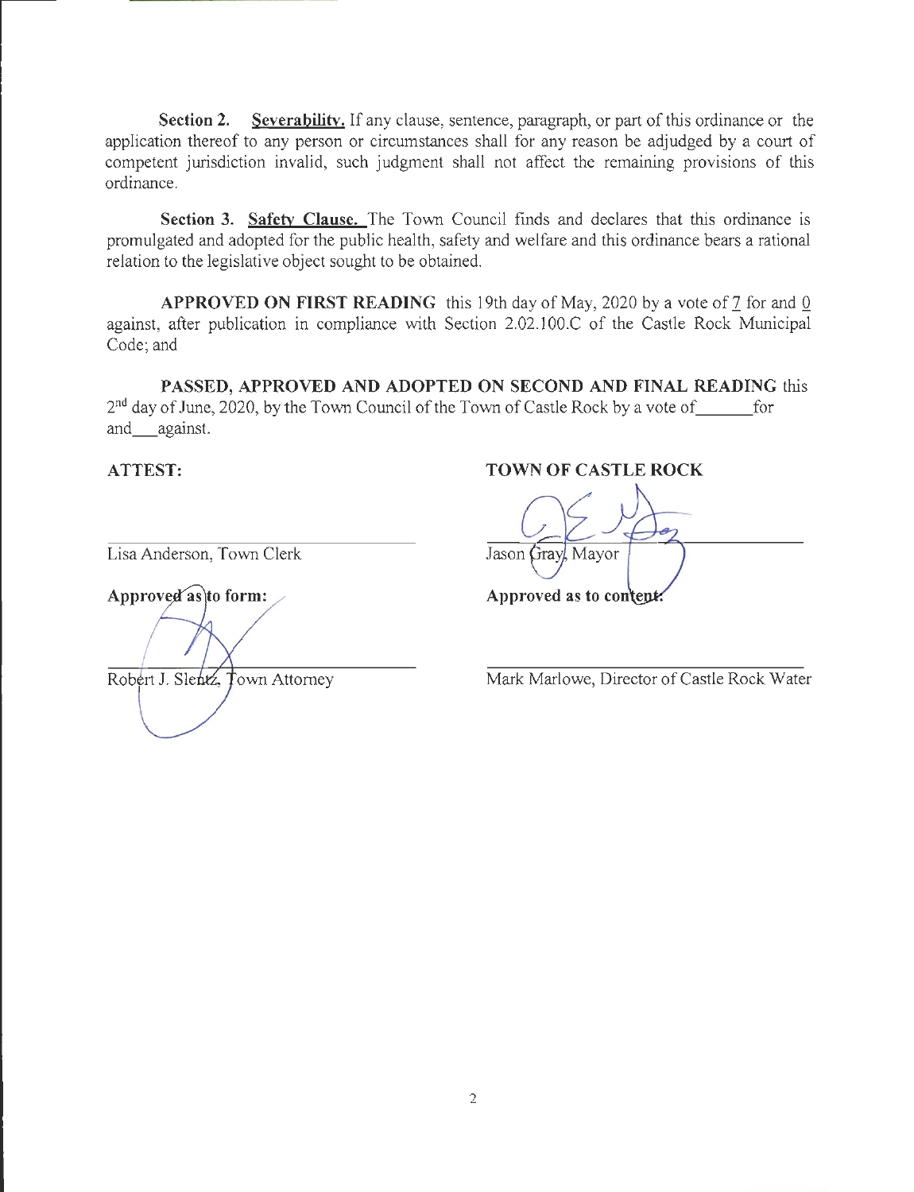**Section 2.** **Severability.** If any clause, sentence, paragraph, or part of this ordinance or the application thereof to any person or circumstances shall for any reason be adjudged by a court of competent jurisdiction invalid, such judgment shall not affect the remaining provisions of this ordinance.

**Section 3.** **Safety Clause.** The Town Council finds and declares that this ordinance is promulgated and adopted for the public health, safety and welfare and this ordinance bears a rational relation to the legislative object sought to be obtained.

**APPROVED ON FIRST READING** this 19th day of May, 2020 by a vote of 7 for and 0 against, after publication in compliance with Section 2.02.100.C of the Castle Rock Municipal Code; and

**PASSED, APPROVED AND ADOPTED ON SECOND AND FINAL READING** this 2nd day of June, 2020, by the Town Council of the Town of Castle Rock by a vote of\_\_\_\_\_\_ for and\_\_\_ against.

**ATTEST:**

\_\_\_\_\_\_\_\_\_\_\_\_\_\_\_\_\_\_\_\_\_\_\_\_\_\_\_\_
Lisa Anderson, Town Clerk

**Approved as to form:**

\_\_\_\_\_\_\_\_\_\_\_\_\_\_\_\_\_\_\_\_\_\_\_\_\_\_\_\_
Robert J. Slentz, Town Attorney

**TOWN OF CASTLE ROCK**

\_\_\_\_\_\_\_\_\_\_\_\_\_\_\_\_\_\_\_\_\_\_\_\_\_\_\_\_
Jason Gray, Mayor

**Approved as to content:**

\_\_\_\_\_\_\_\_\_\_\_\_\_\_\_\_\_\_\_\_\_\_\_\_\_\_\_\_
Mark Marlowe, Director of Castle Rock Water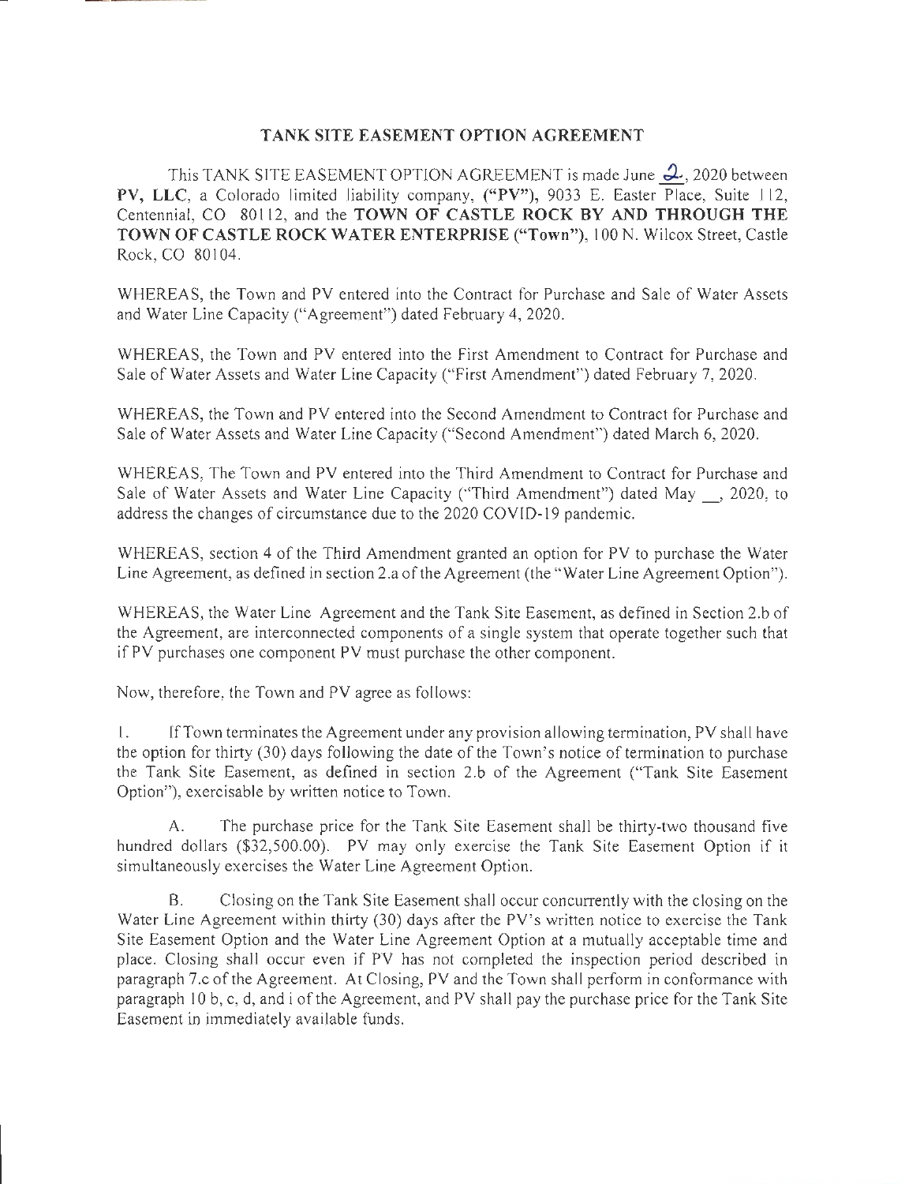# TANK SITE EASEMENT OPTION AGREEMENT

This TANK SITE EASEMENT OPTION AGREEMENT is made June 2, 2020 between **PV, LLC**, a Colorado limited liability company, **("PV")**, 9033 E. Easter Place, Suite 112, Centennial, CO 80112, and the **TOWN OF CASTLE ROCK BY AND THROUGH THE TOWN OF CASTLE ROCK WATER ENTERPRISE ("Town")**, 100 N. Wilcox Street, Castle Rock, CO 80104.

WHEREAS, the Town and PV entered into the Contract for Purchase and Sale of Water Assets and Water Line Capacity ("Agreement") dated February 4, 2020.

WHEREAS, the Town and PV entered into the First Amendment to Contract for Purchase and Sale of Water Assets and Water Line Capacity ("First Amendment") dated February 7, 2020.

WHEREAS, the Town and PV entered into the Second Amendment to Contract for Purchase and Sale of Water Assets and Water Line Capacity ("Second Amendment") dated March 6, 2020.

WHEREAS, The Town and PV entered into the Third Amendment to Contract for Purchase and Sale of Water Assets and Water Line Capacity ("Third Amendment") dated May __, 2020, to address the changes of circumstance due to the 2020 COVID-19 pandemic.

WHEREAS, section 4 of the Third Amendment granted an option for PV to purchase the Water Line Agreement, as defined in section 2.a of the Agreement (the "Water Line Agreement Option").

WHEREAS, the Water Line Agreement and the Tank Site Easement, as defined in Section 2.b of the Agreement, are interconnected components of a single system that operate together such that if PV purchases one component PV must purchase the other component.

Now, therefore, the Town and PV agree as follows:

1. If Town terminates the Agreement under any provision allowing termination, PV shall have the option for thirty (30) days following the date of the Town's notice of termination to purchase the Tank Site Easement, as defined in section 2.b of the Agreement ("Tank Site Easement Option"), exercisable by written notice to Town.

   A. The purchase price for the Tank Site Easement shall be thirty-two thousand five hundred dollars ($32,500.00). PV may only exercise the Tank Site Easement Option if it simultaneously exercises the Water Line Agreement Option.

   B. Closing on the Tank Site Easement shall occur concurrently with the closing on the Water Line Agreement within thirty (30) days after the PV's written notice to exercise the Tank Site Easement Option and the Water Line Agreement Option at a mutually acceptable time and place. Closing shall occur even if PV has not completed the inspection period described in paragraph 7.c of the Agreement. At Closing, PV and the Town shall perform in conformance with paragraph 10 b, c, d, and i of the Agreement, and PV shall pay the purchase price for the Tank Site Easement in immediately available funds.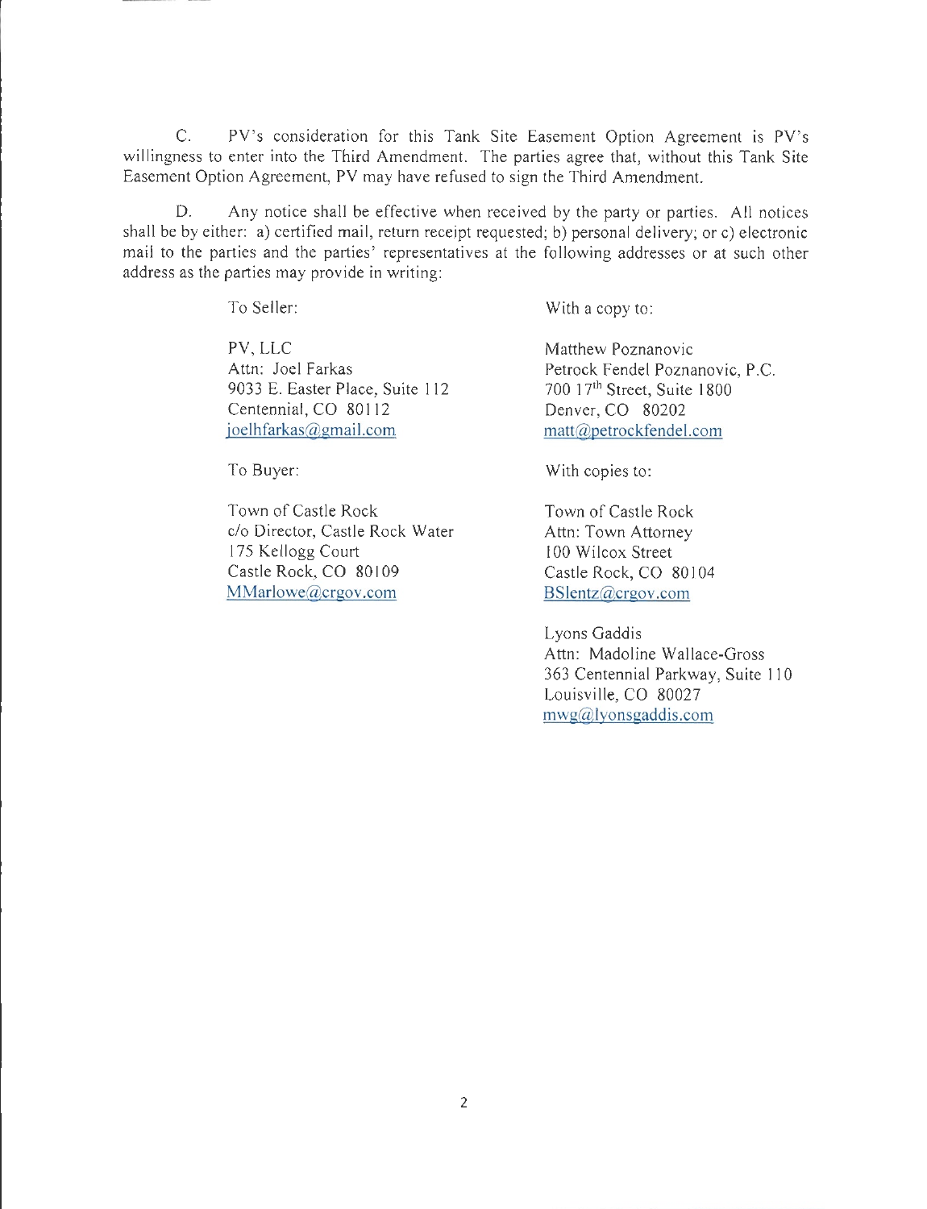C. PV's consideration for this Tank Site Easement Option Agreement is PV's willingness to enter into the Third Amendment. The parties agree that, without this Tank Site Easement Option Agreement, PV may have refused to sign the Third Amendment.

D. Any notice shall be effective when received by the party or parties. All notices shall be by either: a) certified mail, return receipt requested; b) personal delivery; or c) electronic mail to the parties and the parties' representatives at the following addresses or at such other address as the parties may provide in writing:

To Seller:

PV, LLC
Attn: Joel Farkas
9033 E. Easter Place, Suite 112
Centennial, CO 80112
joelhfarkas@gmail.com

With a copy to:

Matthew Poznanovic
Petrock Fendel Poznanovic, P.C.
700 17th Street, Suite 1800
Denver, CO 80202
matt@petrockfendel.com

To Buyer:

Town of Castle Rock
c/o Director, Castle Rock Water
175 Kellogg Court
Castle Rock, CO 80109
MMarlowe@crgov.com

With copies to:

Town of Castle Rock
Attn: Town Attorney
100 Wilcox Street
Castle Rock, CO 80104
BSlentz@crgov.com

Lyons Gaddis
Attn: Madoline Wallace-Gross
363 Centennial Parkway, Suite 110
Louisville, CO 80027
mwg@lyonsgaddis.com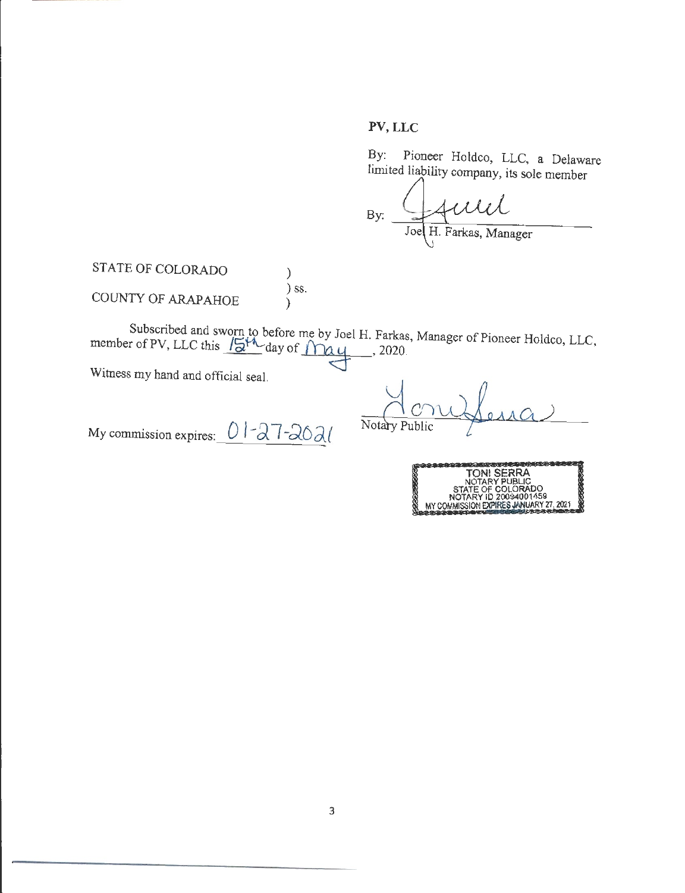**PV, LLC**

By: Pioneer Holdco, LLC, a Delaware limited liability company, its sole member

By: ______________________
Joel H. Farkas, Manager

STATE OF COLORADO )
) ss.
COUNTY OF ARAPAHOE )

Subscribed and sworn to before me by Joel H. Farkas, Manager of Pioneer Holdco, LLC, member of PV, LLC this 15th day of May, 2020.

Witness my hand and official seal.

My commission expires: 01-27-2021

______________________
Notary Public

TONI SERRA
NOTARY PUBLIC
STATE OF COLORADO
NOTARY ID 20094001459
MY COMMISSION EXPIRES JANUARY 27, 2021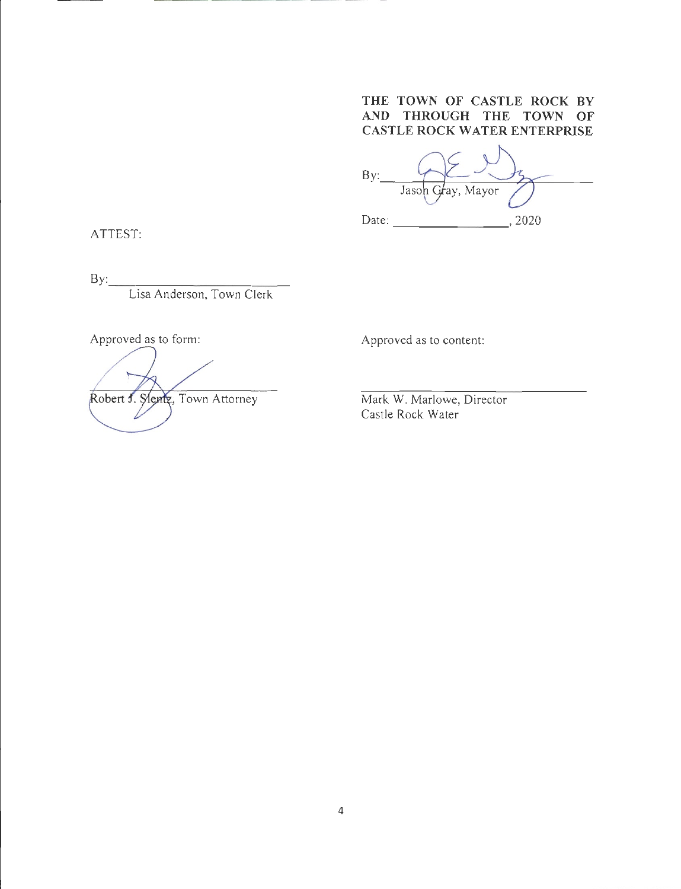**THE TOWN OF CASTLE ROCK BY AND THROUGH THE TOWN OF CASTLE ROCK WATER ENTERPRISE**

By: ______________________
Jason Gray, Mayor

Date: ______________, 2020

ATTEST:

By: ______________________
Lisa Anderson, Town Clerk

Approved as to form:

______________________
Robert J. Slentz, Town Attorney

Approved as to content:

______________________
Mark W. Marlowe, Director
Castle Rock Water